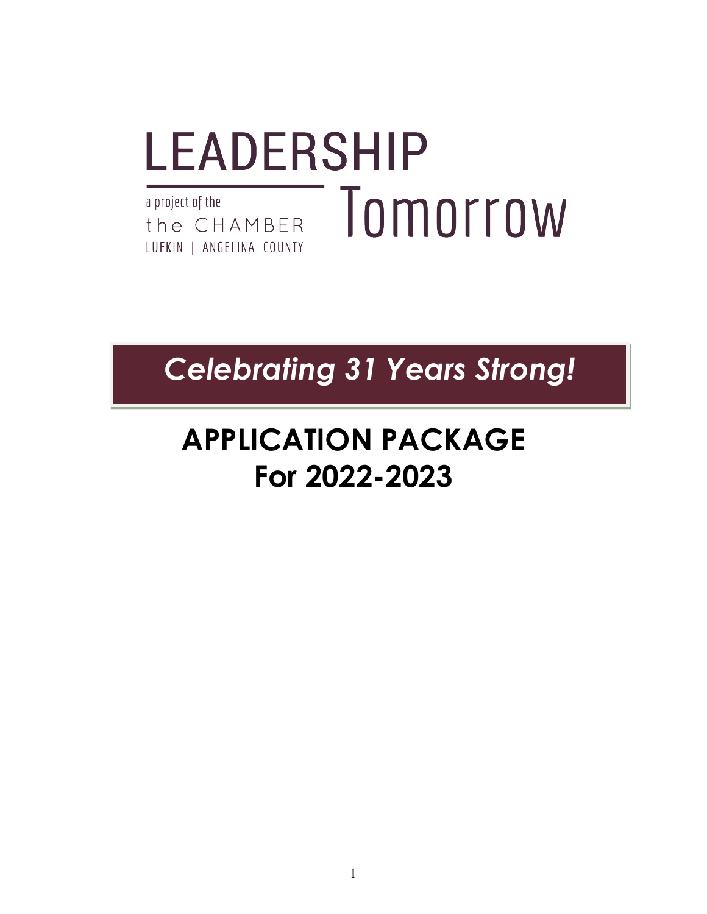# LEADERSHIP Tomorrow

a project of the

the CHAMBER

LUFKIN | ANGELINA COUNTY

***Celebrating 31 Years Strong!***

# APPLICATION PACKAGE For 2022-2023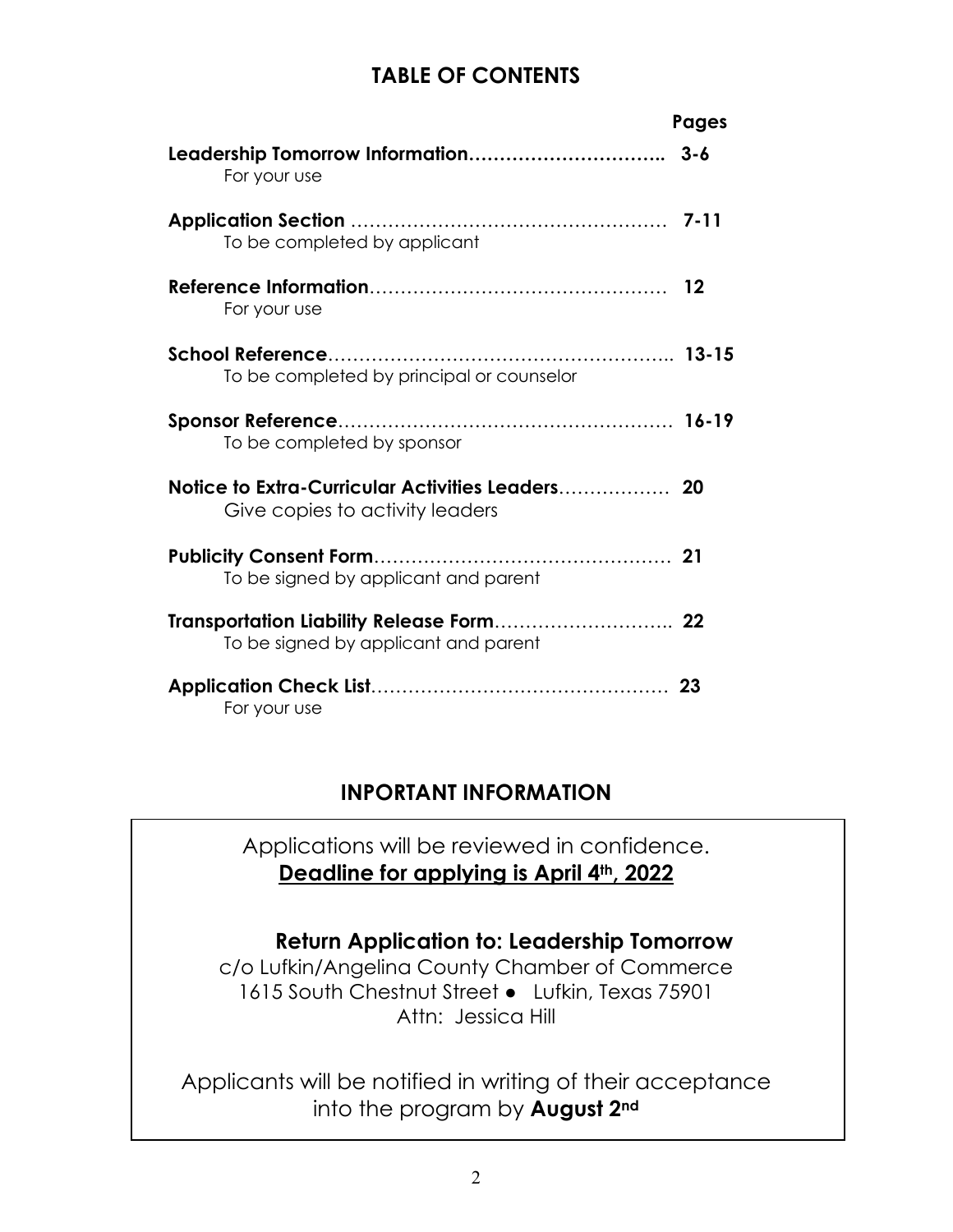## TABLE OF CONTENTS

| | Pages |
|---|---|
| **Leadership Tomorrow Information**………………………….. <br>For your use | **3-6** |
| **Application Section** …………………………………………… <br>To be completed by applicant | **7-11** |
| **Reference Information**………………………………………… <br>For your use | **12** |
| **School Reference**……………………………………………….. <br>To be completed by principal or counselor | **13-15** |
| **Sponsor Reference**……………………………………………… <br>To be completed by sponsor | **16-19** |
| **Notice to Extra-Curricular Activities Leaders**……………… <br>Give copies to activity leaders | **20** |
| **Publicity Consent Form**………………………………………… <br>To be signed by applicant and parent | **21** |
| **Transportation Liability Release Form**……………………….. <br>To be signed by applicant and parent | **22** |
| **Application Check List**………………………………………… <br>For your use | **23** |

## INPORTANT INFORMATION

Applications will be reviewed in confidence.
**Deadline for applying is April 4th, 2022**

**Return Application to: Leadership Tomorrow**
c/o Lufkin/Angelina County Chamber of Commerce
1615 South Chestnut Street ● Lufkin, Texas 75901
Attn: Jessica Hill

Applicants will be notified in writing of their acceptance into the program by **August 2nd**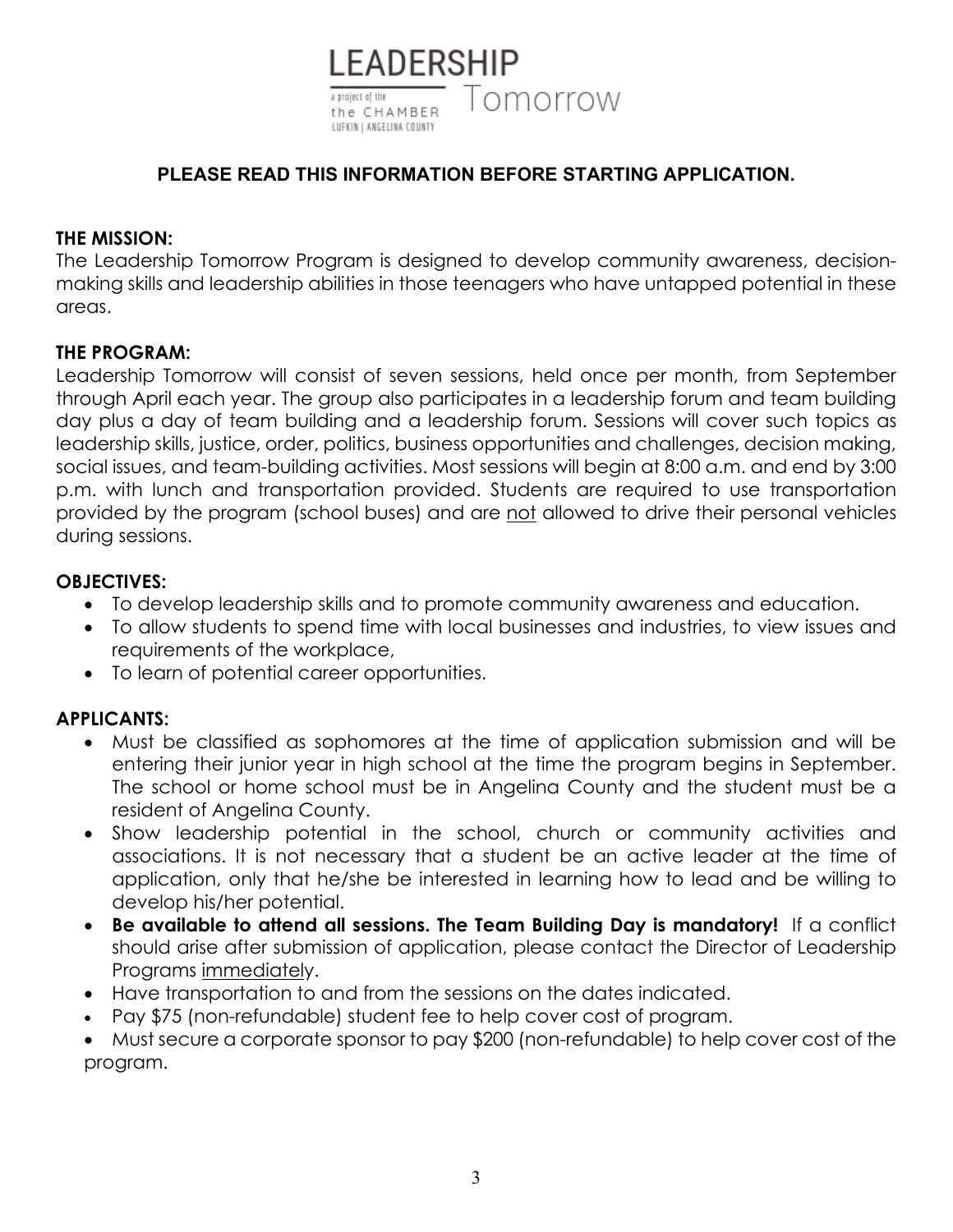LEADERSHIP
a project of the
the CHAMBER
LUFKIN | ANGELINA COUNTY
Tomorrow

**PLEASE READ THIS INFORMATION BEFORE STARTING APPLICATION.**

**THE MISSION:**

The Leadership Tomorrow Program is designed to develop community awareness, decision-making skills and leadership abilities in those teenagers who have untapped potential in these areas.

**THE PROGRAM:**

Leadership Tomorrow will consist of seven sessions, held once per month, from September through April each year. The group also participates in a leadership forum and team building day plus a day of team building and a leadership forum. Sessions will cover such topics as leadership skills, justice, order, politics, business opportunities and challenges, decision making, social issues, and team-building activities. Most sessions will begin at 8:00 a.m. and end by 3:00 p.m. with lunch and transportation provided. Students are required to use transportation provided by the program (school buses) and are not allowed to drive their personal vehicles during sessions.

**OBJECTIVES:**

- To develop leadership skills and to promote community awareness and education.
- To allow students to spend time with local businesses and industries, to view issues and requirements of the workplace,
- To learn of potential career opportunities.

**APPLICANTS:**

- Must be classified as sophomores at the time of application submission and will be entering their junior year in high school at the time the program begins in September. The school or home school must be in Angelina County and the student must be a resident of Angelina County.
- Show leadership potential in the school, church or community activities and associations. It is not necessary that a student be an active leader at the time of application, only that he/she be interested in learning how to lead and be willing to develop his/her potential.
- **Be available to attend all sessions. The Team Building Day is mandatory!** If a conflict should arise after submission of application, please contact the Director of Leadership Programs immediately.
- Have transportation to and from the sessions on the dates indicated.
- Pay $75 (non-refundable) student fee to help cover cost of program.
- Must secure a corporate sponsor to pay $200 (non-refundable) to help cover cost of the program.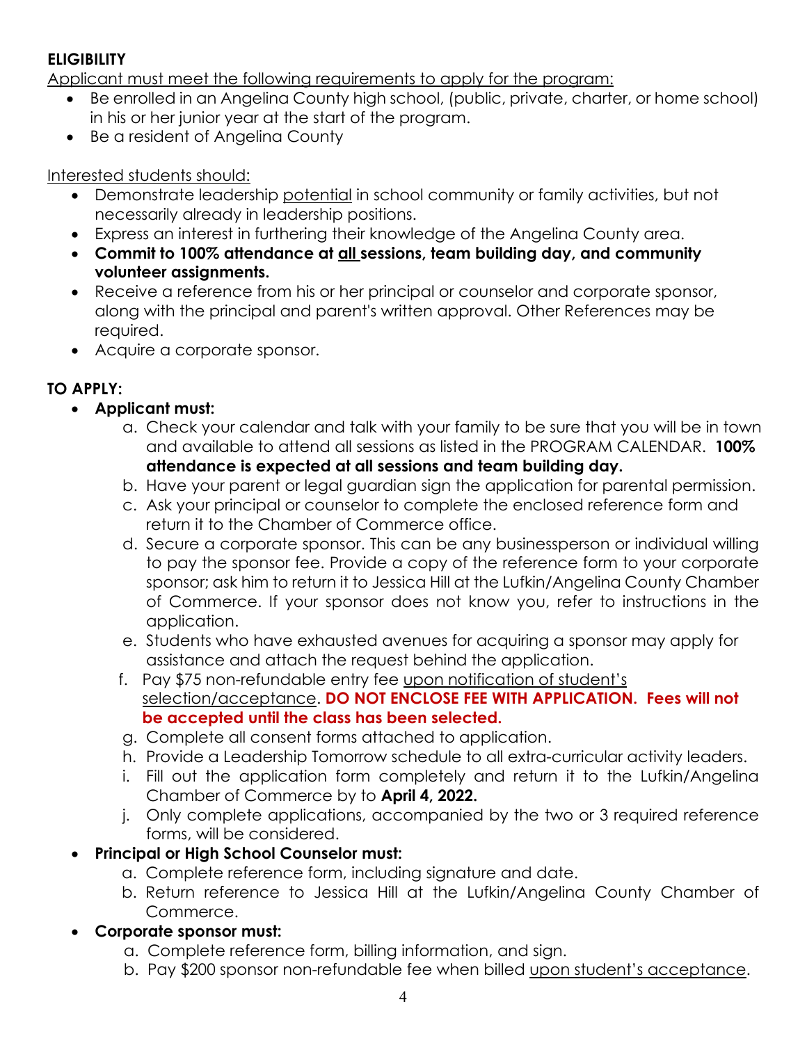**ELIGIBILITY**

Applicant must meet the following requirements to apply for the program:

- Be enrolled in an Angelina County high school, (public, private, charter, or home school) in his or her junior year at the start of the program.
- Be a resident of Angelina County

Interested students should:

- Demonstrate leadership potential in school community or family activities, but not necessarily already in leadership positions.
- Express an interest in furthering their knowledge of the Angelina County area.
- **Commit to 100% attendance at all sessions, team building day, and community volunteer assignments.**
- Receive a reference from his or her principal or counselor and corporate sponsor, along with the principal and parent's written approval. Other References may be required.
- Acquire a corporate sponsor.

**TO APPLY:**

- **Applicant must:**
  a. Check your calendar and talk with your family to be sure that you will be in town and available to attend all sessions as listed in the PROGRAM CALENDAR. **100% attendance is expected at all sessions and team building day.**
  b. Have your parent or legal guardian sign the application for parental permission.
  c. Ask your principal or counselor to complete the enclosed reference form and return it to the Chamber of Commerce office.
  d. Secure a corporate sponsor. This can be any businessperson or individual willing to pay the sponsor fee. Provide a copy of the reference form to your corporate sponsor; ask him to return it to Jessica Hill at the Lufkin/Angelina County Chamber of Commerce. If your sponsor does not know you, refer to instructions in the application.
  e. Students who have exhausted avenues for acquiring a sponsor may apply for assistance and attach the request behind the application.
  f. Pay $75 non-refundable entry fee upon notification of student's selection/acceptance. **DO NOT ENCLOSE FEE WITH APPLICATION. Fees will not be accepted until the class has been selected.**
  g. Complete all consent forms attached to application.
  h. Provide a Leadership Tomorrow schedule to all extra-curricular activity leaders.
  i. Fill out the application form completely and return it to the Lufkin/Angelina Chamber of Commerce by to **April 4, 2022.**
  j. Only complete applications, accompanied by the two or 3 required reference forms, will be considered.
- **Principal or High School Counselor must:**
  a. Complete reference form, including signature and date.
  b. Return reference to Jessica Hill at the Lufkin/Angelina County Chamber of Commerce.
- **Corporate sponsor must:**
  a. Complete reference form, billing information, and sign.
  b. Pay $200 sponsor non-refundable fee when billed upon student's acceptance.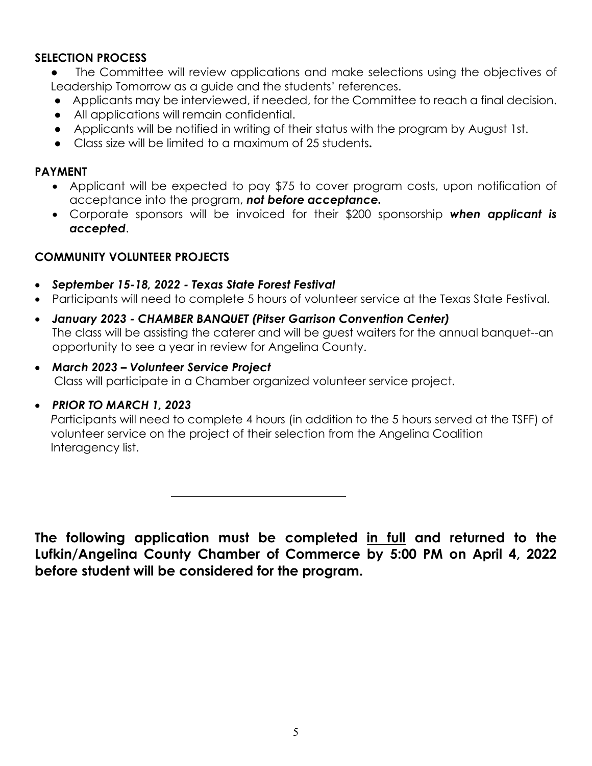**SELECTION PROCESS**

- The Committee will review applications and make selections using the objectives of Leadership Tomorrow as a guide and the students' references.
- Applicants may be interviewed, if needed, for the Committee to reach a final decision.
- All applications will remain confidential.
- Applicants will be notified in writing of their status with the program by August 1st.
- Class size will be limited to a maximum of 25 students**.**

**PAYMENT**

- Applicant will be expected to pay $75 to cover program costs, upon notification of acceptance into the program, ***not before acceptance.***
- Corporate sponsors will be invoiced for their $200 sponsorship ***when applicant is accepted***.

**COMMUNITY VOLUNTEER PROJECTS**

- ***September 15-18, 2022 - Texas State Forest Festival***
- Participants will need to complete 5 hours of volunteer service at the Texas State Festival.
- ***January 2023 - CHAMBER BANQUET (Pitser Garrison Convention Center)***
  The class will be assisting the caterer and will be guest waiters for the annual banquet--an opportunity to see a year in review for Angelina County.
- ***March 2023 – Volunteer Service Project***
  Class will participate in a Chamber organized volunteer service project.
- ***PRIOR TO MARCH 1, 2023***
  Participants will need to complete 4 hours (in addition to the 5 hours served at the TSFF) of volunteer service on the project of their selection from the Angelina Coalition Interagency list.

---

**The following application must be completed <u>in full</u> and returned to the Lufkin/Angelina County Chamber of Commerce by 5:00 PM on April 4, 2022 before student will be considered for the program.**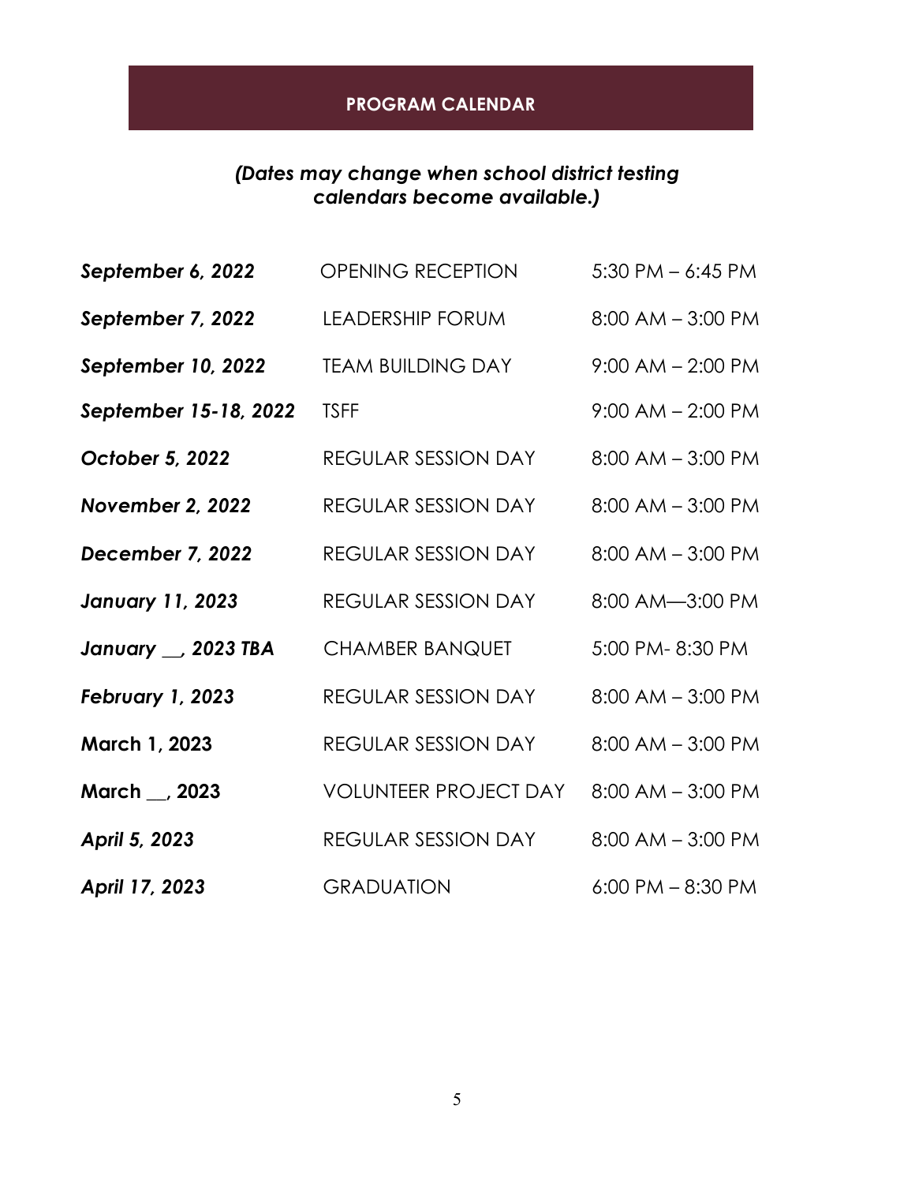## PROGRAM CALENDAR

***(Dates may change when school district testing calendars become available.)***

| | | |
|---|---|---|
| ***September 6, 2022*** | OPENING RECEPTION | 5:30 PM – 6:45 PM |
| ***September 7, 2022*** | LEADERSHIP FORUM | 8:00 AM – 3:00 PM |
| ***September 10, 2022*** | TEAM BUILDING DAY | 9:00 AM – 2:00 PM |
| ***September 15-18, 2022*** | TSFF | 9:00 AM – 2:00 PM |
| ***October 5, 2022*** | REGULAR SESSION DAY | 8:00 AM – 3:00 PM |
| ***November 2, 2022*** | REGULAR SESSION DAY | 8:00 AM – 3:00 PM |
| ***December 7, 2022*** | REGULAR SESSION DAY | 8:00 AM – 3:00 PM |
| ***January 11, 2023*** | REGULAR SESSION DAY | 8:00 AM—3:00 PM |
| ***January __, 2023 TBA*** | CHAMBER BANQUET | 5:00 PM- 8:30 PM |
| ***February 1, 2023*** | REGULAR SESSION DAY | 8:00 AM – 3:00 PM |
| **March 1, 2023** | REGULAR SESSION DAY | 8:00 AM – 3:00 PM |
| **March __, 2023** | VOLUNTEER PROJECT DAY | 8:00 AM – 3:00 PM |
| ***April 5, 2023*** | REGULAR SESSION DAY | 8:00 AM – 3:00 PM |
| ***April 17, 2023*** | GRADUATION | 6:00 PM – 8:30 PM |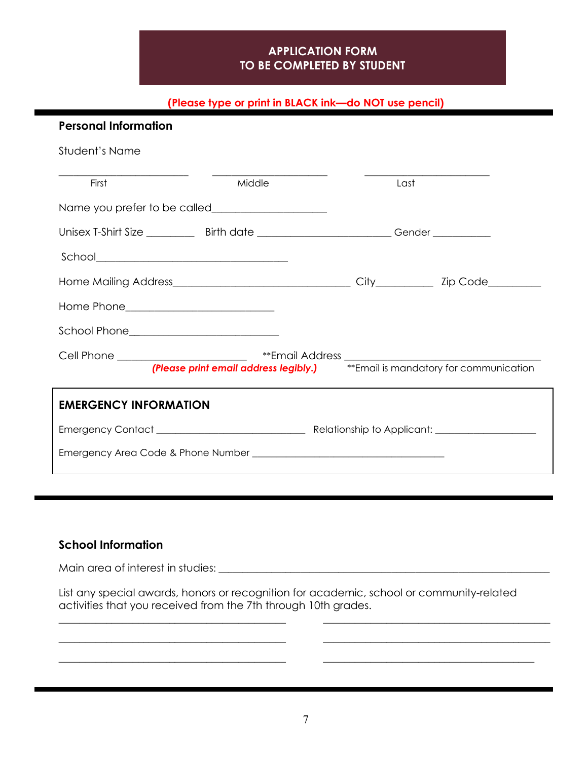# APPLICATION FORM
# TO BE COMPLETED BY STUDENT

**(Please type or print in BLACK ink—do NOT use pencil)**

## Personal Information

Student's Name

_______________________ _______________________ _______________________
First Middle Last

Name you prefer to be called____________________

Unisex T-Shirt Size ________ Birth date ______________________ Gender __________

School_________________________________

Home Mailing Address______________________________ City__________ Zip Code_________

Home Phone_________________________

School Phone_________________________

Cell Phone ______________________ **Email Address _________________________________

***(Please print email address legibly.)*** **Email is mandatory for communication

## EMERGENCY INFORMATION

Emergency Contact ___________________________ Relationship to Applicant: __________________

Emergency Area Code & Phone Number ___________________________________

## School Information

Main area of interest in studies: ___________________________________________________________

List any special awards, honors or recognition for academic, school or community-related activities that you received from the 7th through 10th grades.

_________________________________________ _________________________________________

_________________________________________ _________________________________________

_________________________________________ _________________________________________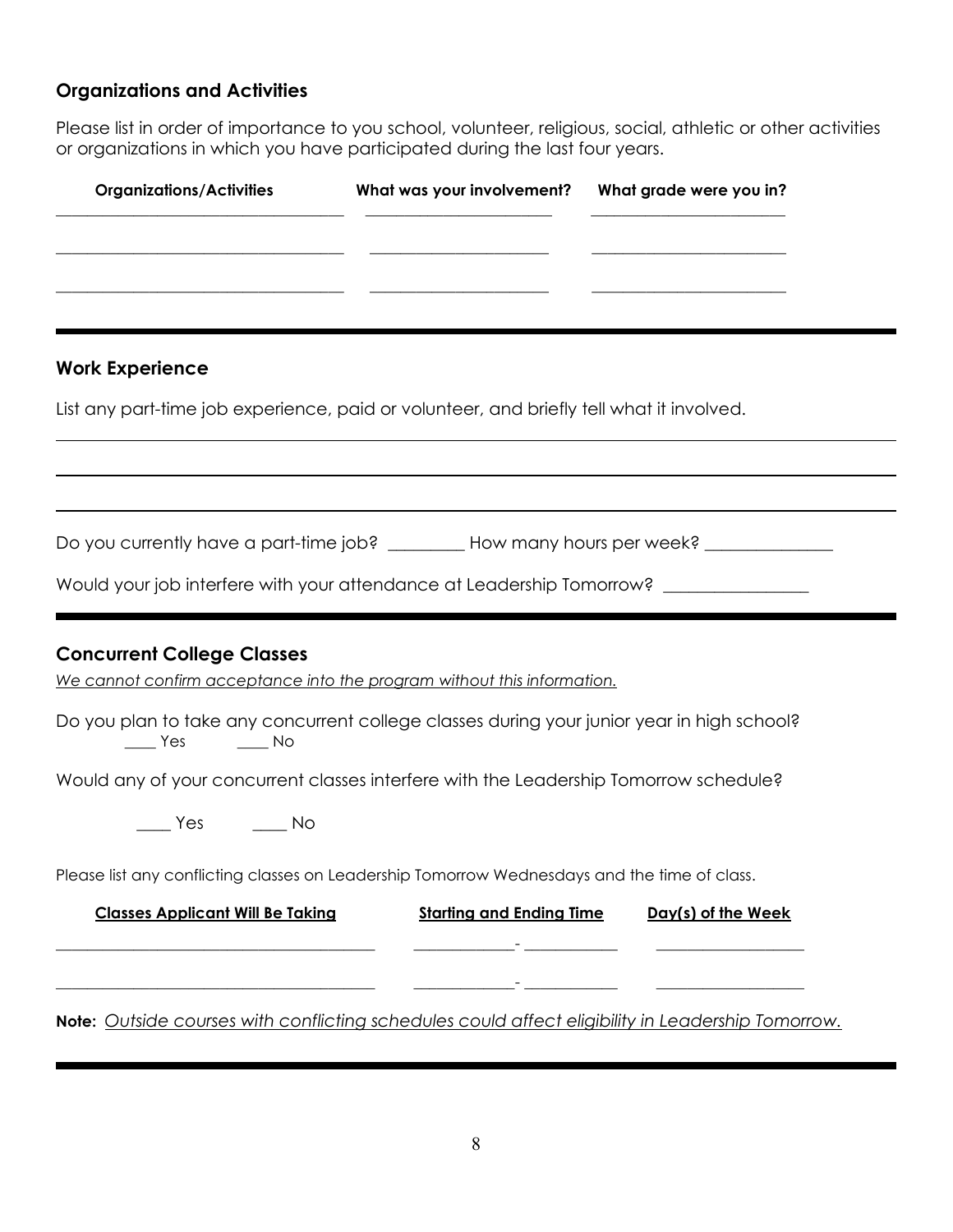## Organizations and Activities

Please list in order of importance to you school, volunteer, religious, social, athletic or other activities or organizations in which you have participated during the last four years.

| Organizations/Activities | What was your involvement? | What grade were you in? |
|---|---|---|
| | | |
| | | |
| | | |

---

## Work Experience

List any part-time job experience, paid or volunteer, and briefly tell what it involved.

\_\_\_\_\_\_\_\_\_\_\_\_\_\_\_\_\_\_\_\_\_\_\_\_\_\_\_\_\_\_\_\_\_\_\_\_\_\_\_\_\_\_\_\_\_\_\_\_\_\_\_\_\_\_\_\_\_\_\_\_\_\_\_\_\_\_\_\_\_\_\_\_\_\_\_\_

\_\_\_\_\_\_\_\_\_\_\_\_\_\_\_\_\_\_\_\_\_\_\_\_\_\_\_\_\_\_\_\_\_\_\_\_\_\_\_\_\_\_\_\_\_\_\_\_\_\_\_\_\_\_\_\_\_\_\_\_\_\_\_\_\_\_\_\_\_\_\_\_\_\_\_\_

\_\_\_\_\_\_\_\_\_\_\_\_\_\_\_\_\_\_\_\_\_\_\_\_\_\_\_\_\_\_\_\_\_\_\_\_\_\_\_\_\_\_\_\_\_\_\_\_\_\_\_\_\_\_\_\_\_\_\_\_\_\_\_\_\_\_\_\_\_\_\_\_\_\_\_\_

Do you currently have a part-time job? \_\_\_\_\_\_\_\_\_ How many hours per week? \_\_\_\_\_\_\_\_\_\_\_\_\_\_\_

Would your job interfere with your attendance at Leadership Tomorrow? \_\_\_\_\_\_\_\_\_\_\_\_\_\_\_\_\_

---

## Concurrent College Classes

*We cannot confirm acceptance into the program without this information.*

Do you plan to take any concurrent college classes during your junior year in high school?

\_\_\_\_ Yes \_\_\_\_ No

Would any of your concurrent classes interfere with the Leadership Tomorrow schedule?

\_\_\_\_ Yes \_\_\_\_ No

Please list any conflicting classes on Leadership Tomorrow Wednesdays and the time of class.

| Classes Applicant Will Be Taking | Starting and Ending Time | Day(s) of the Week |
|---|---|---|
| | - | |
| | - | |

**Note:** *Outside courses with conflicting schedules could affect eligibility in Leadership Tomorrow.*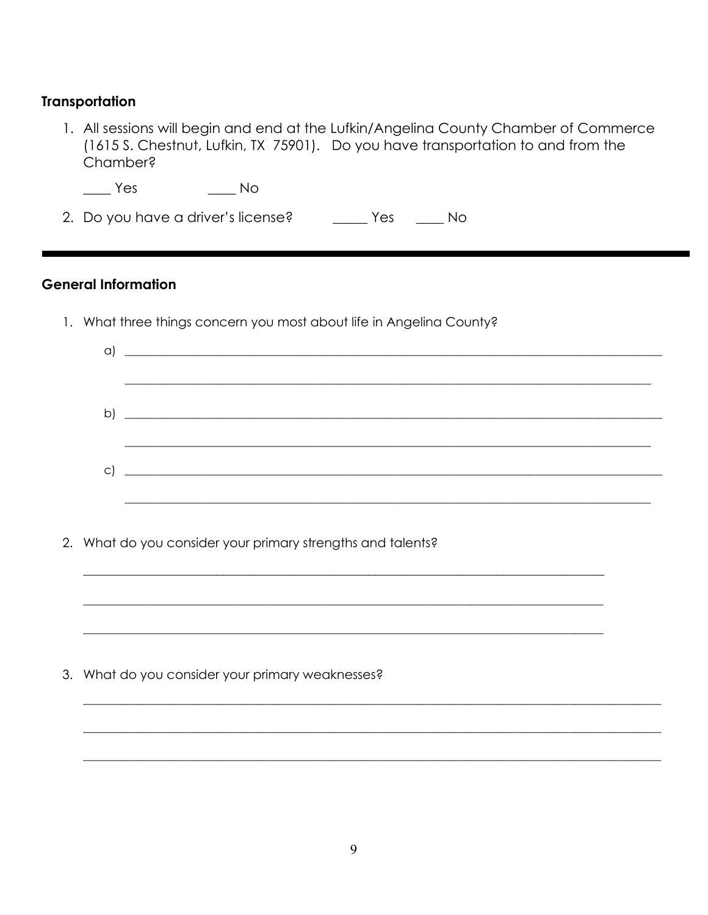### Transportation

1. All sessions will begin and end at the Lufkin/Angelina County Chamber of Commerce (1615 S. Chestnut, Lufkin, TX 75901). Do you have transportation to and from the Chamber?

    ____ Yes ____ No

2. Do you have a driver's license? _____ Yes ____ No

---

### General Information

1. What three things concern you most about life in Angelina County?

    a) ______________________________________________________________________________

    ______________________________________________________________________________

    b) ______________________________________________________________________________

    ______________________________________________________________________________

    c) ______________________________________________________________________________

    ______________________________________________________________________________

2. What do you consider your primary strengths and talents?

    ______________________________________________________________________________

    ______________________________________________________________________________

    ______________________________________________________________________________

3. What do you consider your primary weaknesses?

    ______________________________________________________________________________

    ______________________________________________________________________________

    ______________________________________________________________________________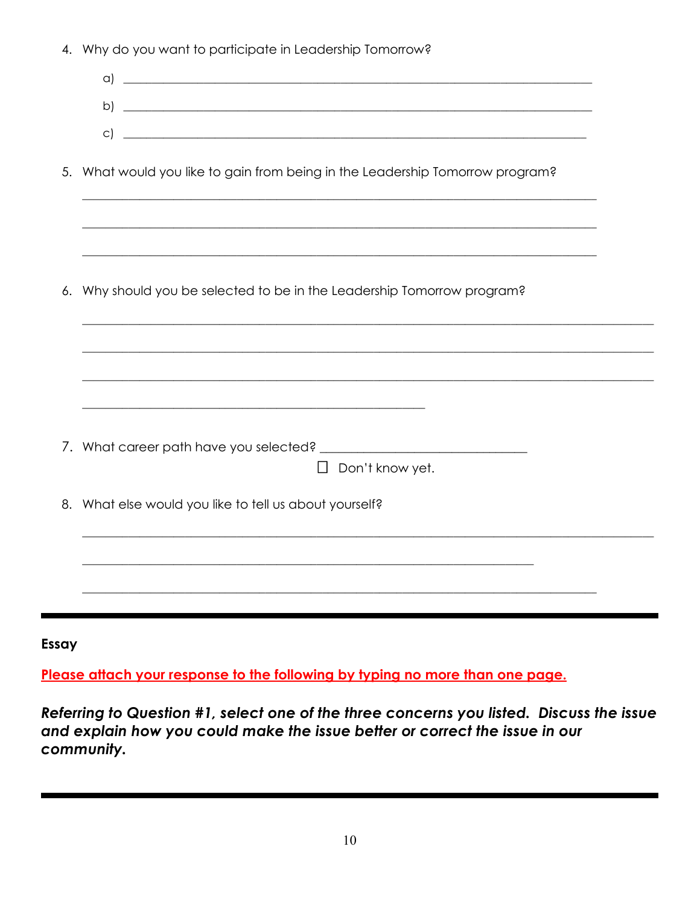4. Why do you want to participate in Leadership Tomorrow?

   a) ______________________________________________________________________________

   b) ______________________________________________________________________________

   c) ______________________________________________________________________________

5. What would you like to gain from being in the Leadership Tomorrow program?

   ______________________________________________________________________________

   ______________________________________________________________________________

   ______________________________________________________________________________

6. Why should you be selected to be in the Leadership Tomorrow program?

   ______________________________________________________________________________

   ______________________________________________________________________________

   ______________________________________________________________________________

   ______________________________________________

7. What career path have you selected? ______________________________

   ☐ Don't know yet.

8. What else would you like to tell us about yourself?

   ______________________________________________________________________________

   ______________________________________________________________________________

   ______________________________________________________________________________

---

**Essay**

**Please attach your response to the following by typing no more than one page.**

***Referring to Question #1, select one of the three concerns you listed. Discuss the issue and explain how you could make the issue better or correct the issue in our community.***

---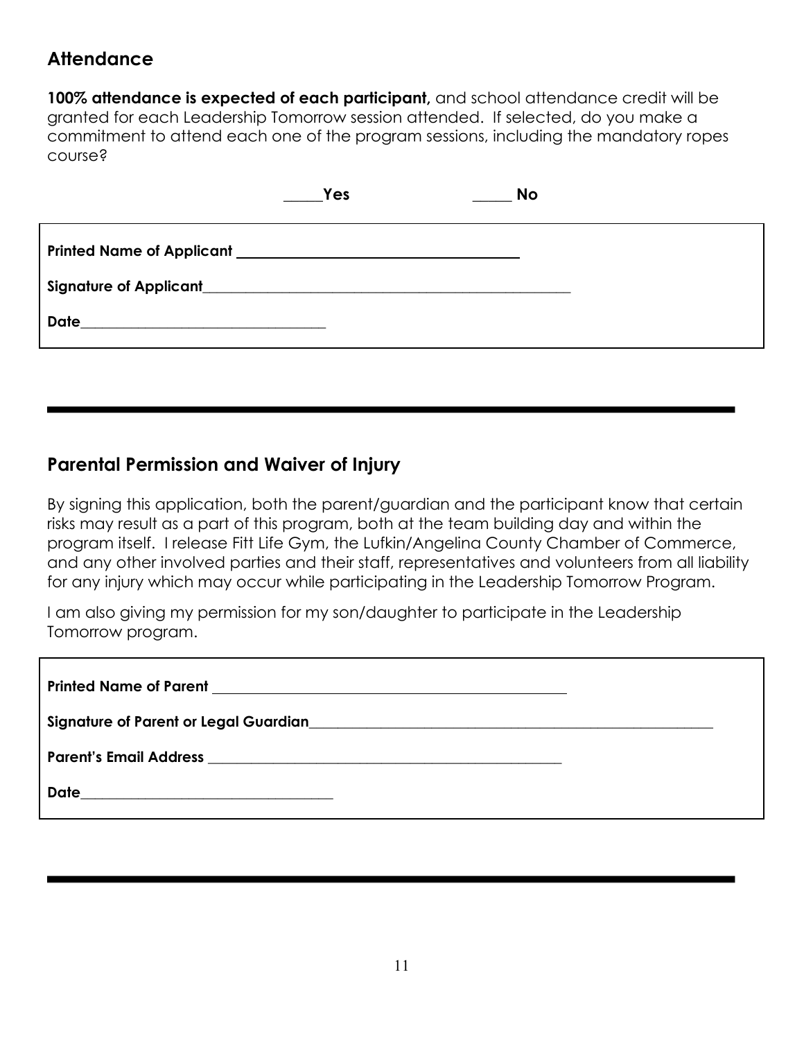## Attendance

**100% attendance is expected of each participant,** and school attendance credit will be granted for each Leadership Tomorrow session attended. If selected, do you make a commitment to attend each one of the program sessions, including the mandatory ropes course?

_____**Yes** _____ **No**

**Printed Name of Applicant** ______________________________________

**Signature of Applicant**______________________________________________________

**Date**__________________________________

---

## Parental Permission and Waiver of Injury

By signing this application, both the parent/guardian and the participant know that certain risks may result as a part of this program, both at the team building day and within the program itself. I release Fitt Life Gym, the Lufkin/Angelina County Chamber of Commerce, and any other involved parties and their staff, representatives and volunteers from all liability for any injury which may occur while participating in the Leadership Tomorrow Program.

I am also giving my permission for my son/daughter to participate in the Leadership Tomorrow program.

**Printed Name of Parent** ______________________________________________

**Signature of Parent or Legal Guardian**_________________________________________________________

**Parent's Email Address** ____________________________________________________

**Date**__________________________________

---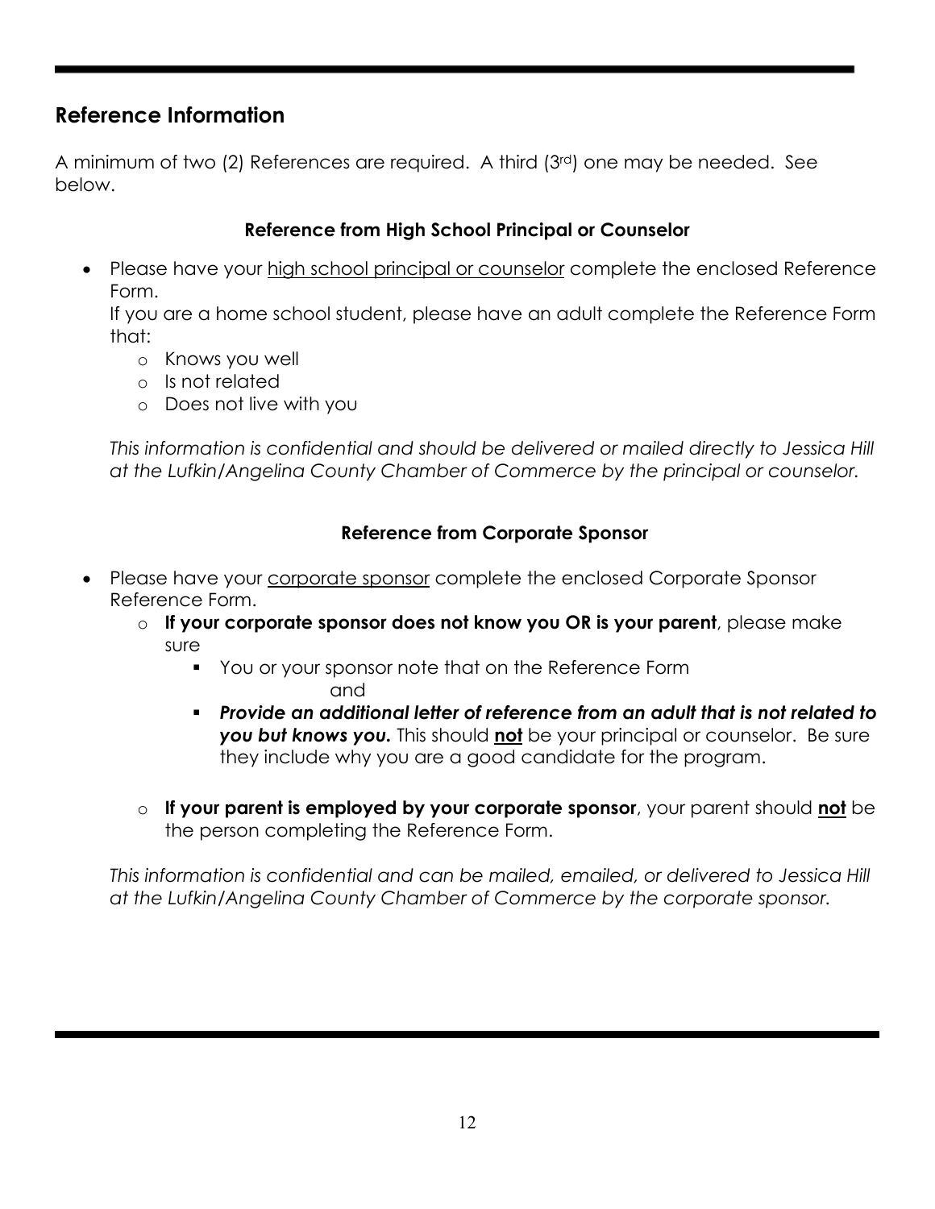## Reference Information

A minimum of two (2) References are required. A third (3rd) one may be needed. See below.

### Reference from High School Principal or Counselor

- Please have your high school principal or counselor complete the enclosed Reference Form.

  If you are a home school student, please have an adult complete the Reference Form that:
  - Knows you well
  - Is not related
  - Does not live with you

  *This information is confidential and should be delivered or mailed directly to Jessica Hill at the Lufkin/Angelina County Chamber of Commerce by the principal or counselor.*

### Reference from Corporate Sponsor

- Please have your corporate sponsor complete the enclosed Corporate Sponsor Reference Form.
  - **If your corporate sponsor does not know you OR is your parent**, please make sure
    - You or your sponsor note that on the Reference Form

      and
    - ***Provide an additional letter of reference from an adult that is not related to you but knows you.*** This should **not** be your principal or counselor. Be sure they include why you are a good candidate for the program.
  - **If your parent is employed by your corporate sponsor**, your parent should **not** be the person completing the Reference Form.

  *This information is confidential and can be mailed, emailed, or delivered to Jessica Hill at the Lufkin/Angelina County Chamber of Commerce by the corporate sponsor.*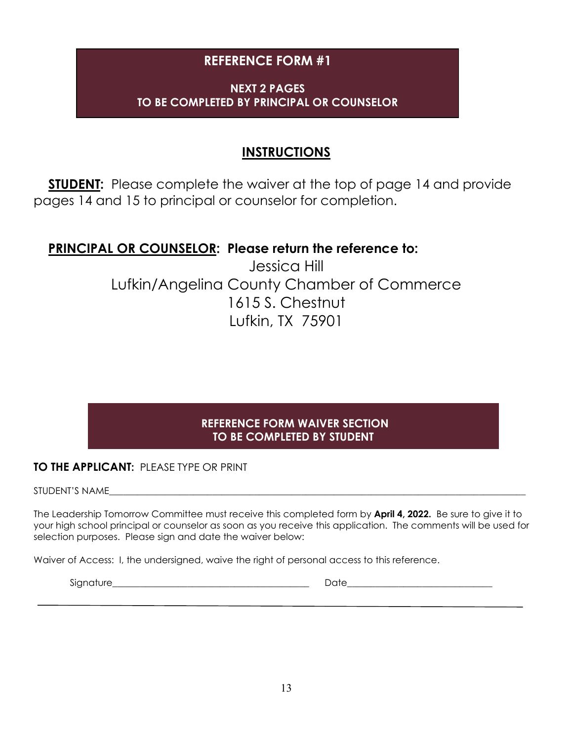## REFERENCE FORM #1

**NEXT 2 PAGES**
**TO BE COMPLETED BY PRINCIPAL OR COUNSELOR**

## INSTRUCTIONS

**STUDENT:** Please complete the waiver at the top of page 14 and provide pages 14 and 15 to principal or counselor for completion.

**PRINCIPAL OR COUNSELOR: Please return the reference to:**

Jessica Hill
Lufkin/Angelina County Chamber of Commerce
1615 S. Chestnut
Lufkin, TX 75901

### REFERENCE FORM WAIVER SECTION
### TO BE COMPLETED BY STUDENT

**TO THE APPLICANT:** PLEASE TYPE OR PRINT

STUDENT'S NAME_______________________________________________

The Leadership Tomorrow Committee must receive this completed form by **April 4, 2022.** Be sure to give it to your high school principal or counselor as soon as you receive this application. The comments will be used for selection purposes. Please sign and date the waiver below:

Waiver of Access: I, the undersigned, waive the right of personal access to this reference.

Signature_____________________________ Date______________________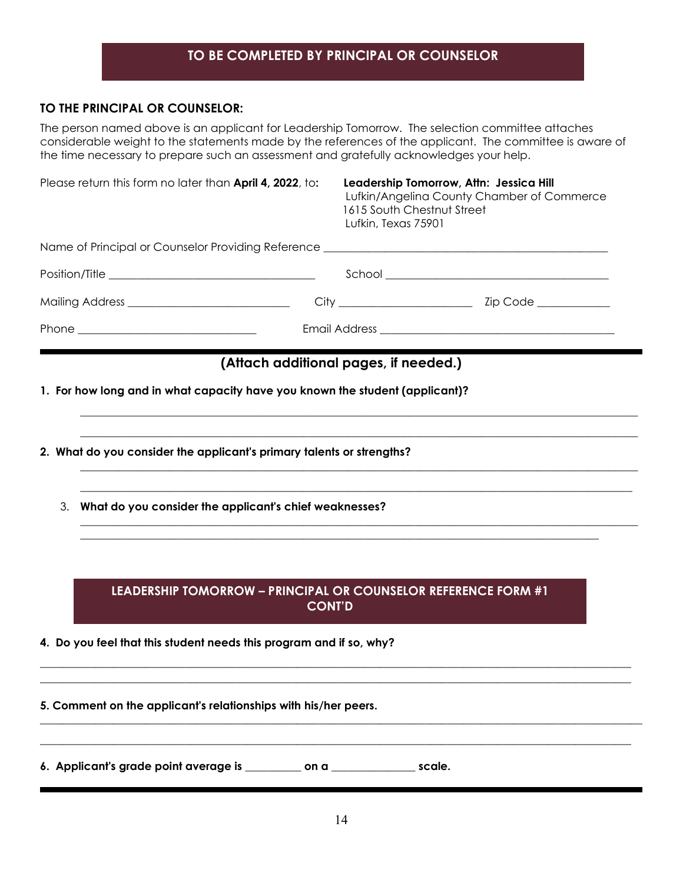## TO BE COMPLETED BY PRINCIPAL OR COUNSELOR

**TO THE PRINCIPAL OR COUNSELOR:**

The person named above is an applicant for Leadership Tomorrow. The selection committee attaches considerable weight to the statements made by the references of the applicant. The committee is aware of the time necessary to prepare such an assessment and gratefully acknowledges your help.

Please return this form no later than **April 4, 2022**, to:

**Leadership Tomorrow, Attn: Jessica Hill**
Lufkin/Angelina County Chamber of Commerce
1615 South Chestnut Street
Lufkin, Texas 75901

Name of Principal or Counselor Providing Reference ____________________________________________

Position/Title ________________________________ School ____________________________________

Mailing Address ________________________ City ____________________ Zip Code ___________

Phone ___________________________ Email Address ____________________________________

**(Attach additional pages, if needed.)**

**1. For how long and in what capacity have you known the student (applicant)?**

______________________________________________________________________________

______________________________________________________________________________

**2. What do you consider the applicant's primary talents or strengths?**

______________________________________________________________________________

______________________________________________________________________________

3. **What do you consider the applicant's chief weaknesses?**

______________________________________________________________________________

______________________________________________________________________________

## LEADERSHIP TOMORROW – PRINCIPAL OR COUNSELOR REFERENCE FORM #1 CONT'D

**4. Do you feel that this student needs this program and if so, why?**

______________________________________________________________________________

______________________________________________________________________________

**5. Comment on the applicant's relationships with his/her peers.**

______________________________________________________________________________

______________________________________________________________________________

**6. Applicant's grade point average is _________ on a _____________ scale.**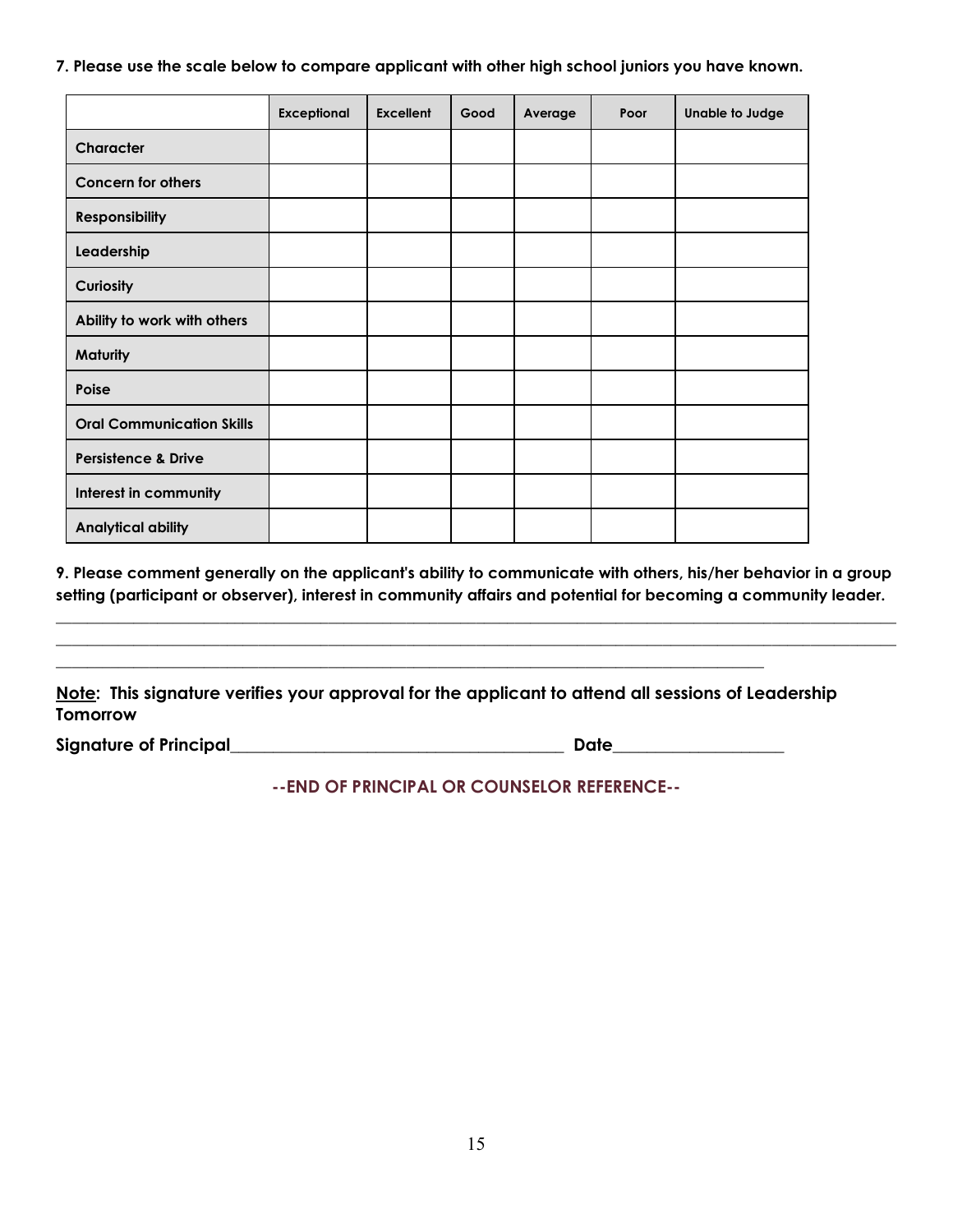**7. Please use the scale below to compare applicant with other high school juniors you have known.**

| | Exceptional | Excellent | Good | Average | Poor | Unable to Judge |
|---|---|---|---|---|---|---|
| Character | | | | | | |
| Concern for others | | | | | | |
| Responsibility | | | | | | |
| Leadership | | | | | | |
| Curiosity | | | | | | |
| Ability to work with others | | | | | | |
| Maturity | | | | | | |
| Poise | | | | | | |
| Oral Communication Skills | | | | | | |
| Persistence & Drive | | | | | | |
| Interest in community | | | | | | |
| Analytical ability | | | | | | |

**9. Please comment generally on the applicant's ability to communicate with others, his/her behavior in a group setting (participant or observer), interest in community affairs and potential for becoming a community leader.**

\_\_\_\_\_\_\_\_\_\_\_\_\_\_\_\_\_\_\_\_\_\_\_\_\_\_\_\_\_\_\_\_\_\_\_\_\_\_\_\_\_\_\_\_\_\_\_\_\_\_\_\_\_\_\_\_\_\_\_\_\_\_\_\_\_\_\_\_\_\_\_\_\_\_\_\_\_\_\_\_\_\_\_\_\_\_\_\_

\_\_\_\_\_\_\_\_\_\_\_\_\_\_\_\_\_\_\_\_\_\_\_\_\_\_\_\_\_\_\_\_\_\_\_\_\_\_\_\_\_\_\_\_\_\_\_\_\_\_\_\_\_\_\_\_\_\_\_\_\_\_\_\_\_\_\_\_\_\_\_\_\_\_\_\_\_\_\_\_\_\_\_\_\_\_\_\_

\_\_\_\_\_\_\_\_\_\_\_\_\_\_\_\_\_\_\_\_\_\_\_\_\_\_\_\_\_\_\_\_\_\_\_\_\_\_\_\_\_\_\_\_\_\_\_\_\_\_\_\_\_\_\_\_\_\_\_\_\_\_\_\_\_\_\_\_\_\_\_\_

**<u>Note</u>: This signature verifies your approval for the applicant to attend all sessions of Leadership Tomorrow**

**Signature of Principal**\_\_\_\_\_\_\_\_\_\_\_\_\_\_\_\_\_\_\_\_\_\_\_\_\_\_\_\_\_\_\_\_\_\_\_\_\_\_\_\_ **Date**\_\_\_\_\_\_\_\_\_\_\_\_\_\_\_\_\_\_\_\_

**--END OF PRINCIPAL OR COUNSELOR REFERENCE--**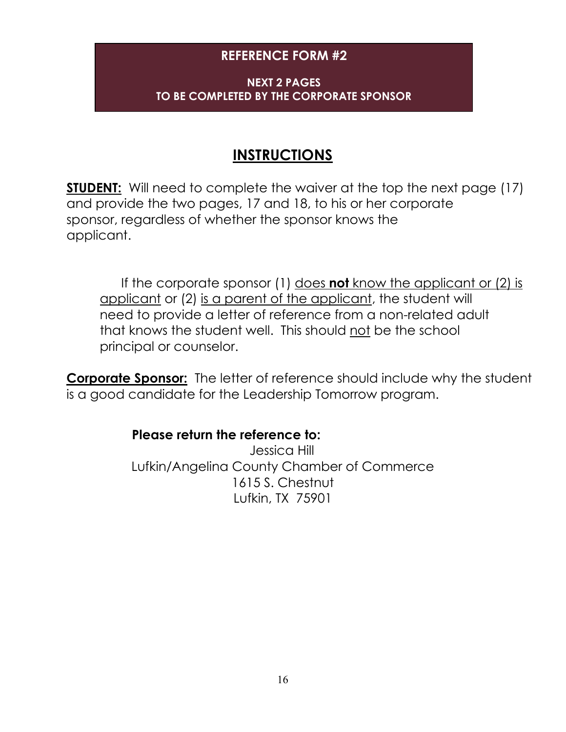## REFERENCE FORM #2

**NEXT 2 PAGES**
**TO BE COMPLETED BY THE CORPORATE SPONSOR**

# INSTRUCTIONS

**STUDENT:** Will need to complete the waiver at the top the next page (17) and provide the two pages, 17 and 18, to his or her corporate sponsor, regardless of whether the sponsor knows the applicant.

If the corporate sponsor (1) does **not** know the applicant or (2) is applicant or (2) is a parent of the applicant, the student will need to provide a letter of reference from a non-related adult that knows the student well. This should not be the school principal or counselor.

**Corporate Sponsor:** The letter of reference should include why the student is a good candidate for the Leadership Tomorrow program.

**Please return the reference to:**

Jessica Hill
Lufkin/Angelina County Chamber of Commerce
1615 S. Chestnut
Lufkin, TX 75901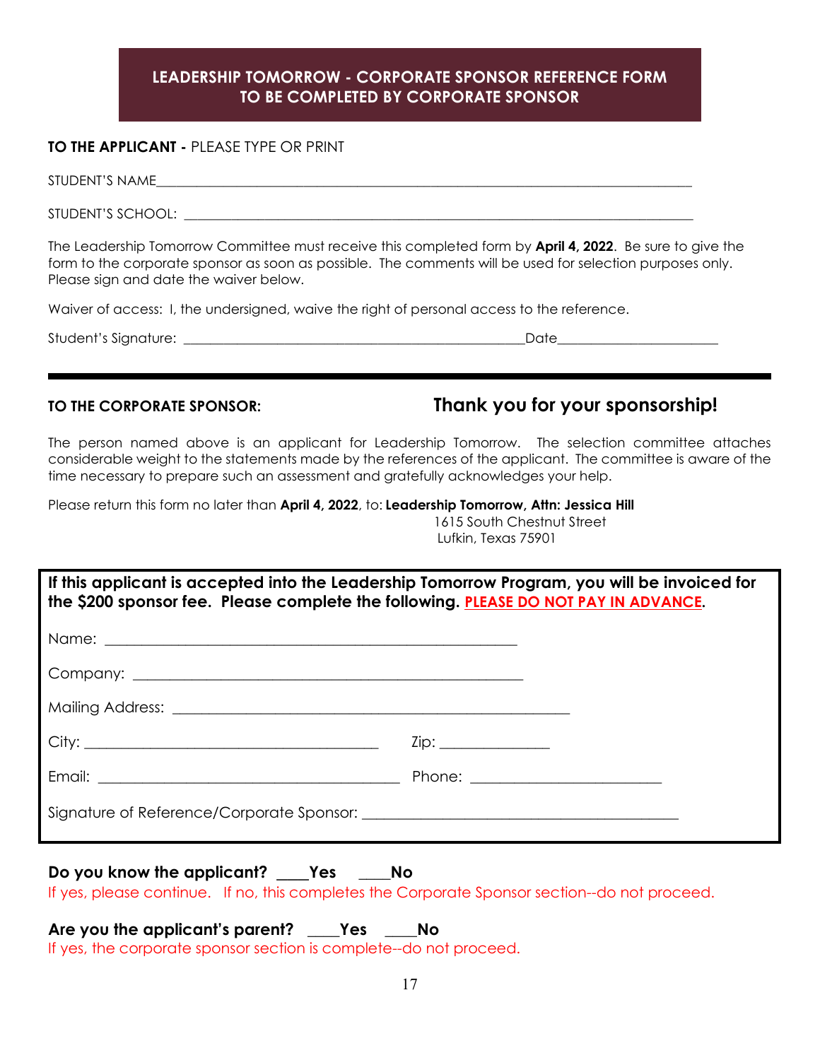## LEADERSHIP TOMORROW - CORPORATE SPONSOR REFERENCE FORM
## TO BE COMPLETED BY CORPORATE SPONSOR

**TO THE APPLICANT -** PLEASE TYPE OR PRINT

STUDENT'S NAME_______________________________________________________________________________

STUDENT'S SCHOOL: ___________________________________________________________________________

The Leadership Tomorrow Committee must receive this completed form by **April 4, 2022**. Be sure to give the form to the corporate sponsor as soon as possible. The comments will be used for selection purposes only. Please sign and date the waiver below.

Waiver of access: I, the undersigned, waive the right of personal access to the reference.

Student's Signature: ___________________________________________________Date_______________________

---

**TO THE CORPORATE SPONSOR:** **Thank you for your sponsorship!**

The person named above is an applicant for Leadership Tomorrow. The selection committee attaches considerable weight to the statements made by the references of the applicant. The committee is aware of the time necessary to prepare such an assessment and gratefully acknowledges your help.

Please return this form no later than **April 4, 2022**, to: **Leadership Tomorrow, Attn: Jessica Hill**
1615 South Chestnut Street
Lufkin, Texas 75901

**If this applicant is accepted into the Leadership Tomorrow Program, you will be invoiced for the $200 sponsor fee. Please complete the following. PLEASE DO NOT PAY IN ADVANCE.**

Name: ____________________________________________________________

Company: _________________________________________________________

Mailing Address: ____________________________________________________________

City: ___________________________________________ Zip: _______________

Email: ____________________________________________ Phone: __________________________

Signature of Reference/Corporate Sponsor: ____________________________________________

**Do you know the applicant? ____Yes ____No**
If yes, please continue. If no, this completes the Corporate Sponsor section--do not proceed.

**Are you the applicant's parent? ____Yes ____No**
If yes, the corporate sponsor section is complete--do not proceed.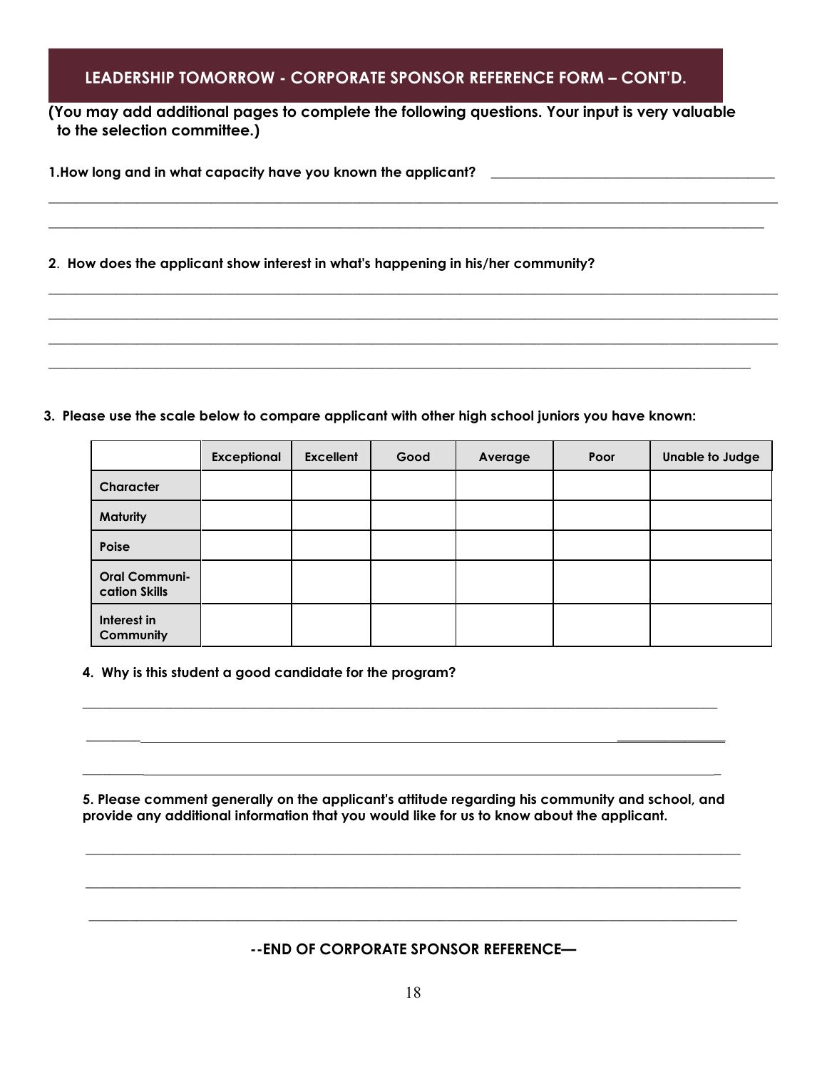## LEADERSHIP TOMORROW - CORPORATE SPONSOR REFERENCE FORM – CONT'D.

**(You may add additional pages to complete the following questions. Your input is very valuable to the selection committee.)**

**1.How long and in what capacity have you known the applicant?** ________________________________________

______________________________________________________________________________________________

______________________________________________________________________________________________

**2. How does the applicant show interest in what's happening in his/her community?**

______________________________________________________________________________________________

______________________________________________________________________________________________

______________________________________________________________________________________________

______________________________________________________________________________________________

**3. Please use the scale below to compare applicant with other high school juniors you have known:**

| | Exceptional | Excellent | Good | Average | Poor | Unable to Judge |
|---|---|---|---|---|---|---|
| **Character** | | | | | | |
| **Maturity** | | | | | | |
| **Poise** | | | | | | |
| **Oral Communi-cation Skills** | | | | | | |
| **Interest in Community** | | | | | | |

**4. Why is this student a good candidate for the program?**

______________________________________________________________________________________________

______________________________________________________________________________________________

______________________________________________________________________________________________

**5. Please comment generally on the applicant's attitude regarding his community and school, and provide any additional information that you would like for us to know about the applicant.**

______________________________________________________________________________________________

______________________________________________________________________________________________

______________________________________________________________________________________________

**--END OF CORPORATE SPONSOR REFERENCE—**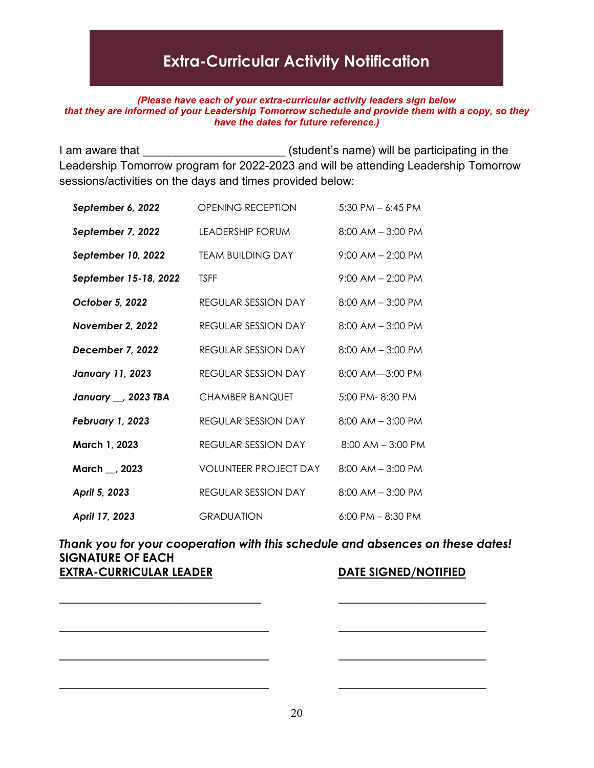# Extra-Curricular Activity Notification

***(Please have each of your extra-curricular activity leaders sign below that they are informed of your Leadership Tomorrow schedule and provide them with a copy, so they have the dates for future reference.)***

I am aware that ______________________ (student's name) will be participating in the Leadership Tomorrow program for 2022-2023 and will be attending Leadership Tomorrow sessions/activities on the days and times provided below:

| | | |
|---|---|---|
| ***September 6, 2022*** | OPENING RECEPTION | 5:30 PM – 6:45 PM |
| ***September 7, 2022*** | LEADERSHIP FORUM | 8:00 AM – 3:00 PM |
| ***September 10, 2022*** | TEAM BUILDING DAY | 9:00 AM – 2:00 PM |
| ***September 15-18, 2022*** | TSFF | 9:00 AM – 2:00 PM |
| ***October 5, 2022*** | REGULAR SESSION DAY | 8:00 AM – 3:00 PM |
| ***November 2, 2022*** | REGULAR SESSION DAY | 8:00 AM – 3:00 PM |
| ***December 7, 2022*** | REGULAR SESSION DAY | 8:00 AM – 3:00 PM |
| ***January 11, 2023*** | REGULAR SESSION DAY | 8:00 AM—3:00 PM |
| ***January __, 2023 TBA*** | CHAMBER BANQUET | 5:00 PM- 8:30 PM |
| ***February 1, 2023*** | REGULAR SESSION DAY | 8:00 AM – 3:00 PM |
| **March 1, 2023** | REGULAR SESSION DAY | 8:00 AM – 3:00 PM |
| **March __, 2023** | VOLUNTEER PROJECT DAY | 8:00 AM – 3:00 PM |
| ***April 5, 2023*** | REGULAR SESSION DAY | 8:00 AM – 3:00 PM |
| ***April 17, 2023*** | GRADUATION | 6:00 PM – 8:30 PM |

***Thank you for your cooperation with this schedule and absences on these dates!***

| **SIGNATURE OF EACH EXTRA-CURRICULAR LEADER** | **DATE SIGNED/NOTIFIED** |
|---|---|
| ________________________________ | ________________________ |
| ________________________________ | ________________________ |
| ________________________________ | ________________________ |
| ________________________________ | ________________________ |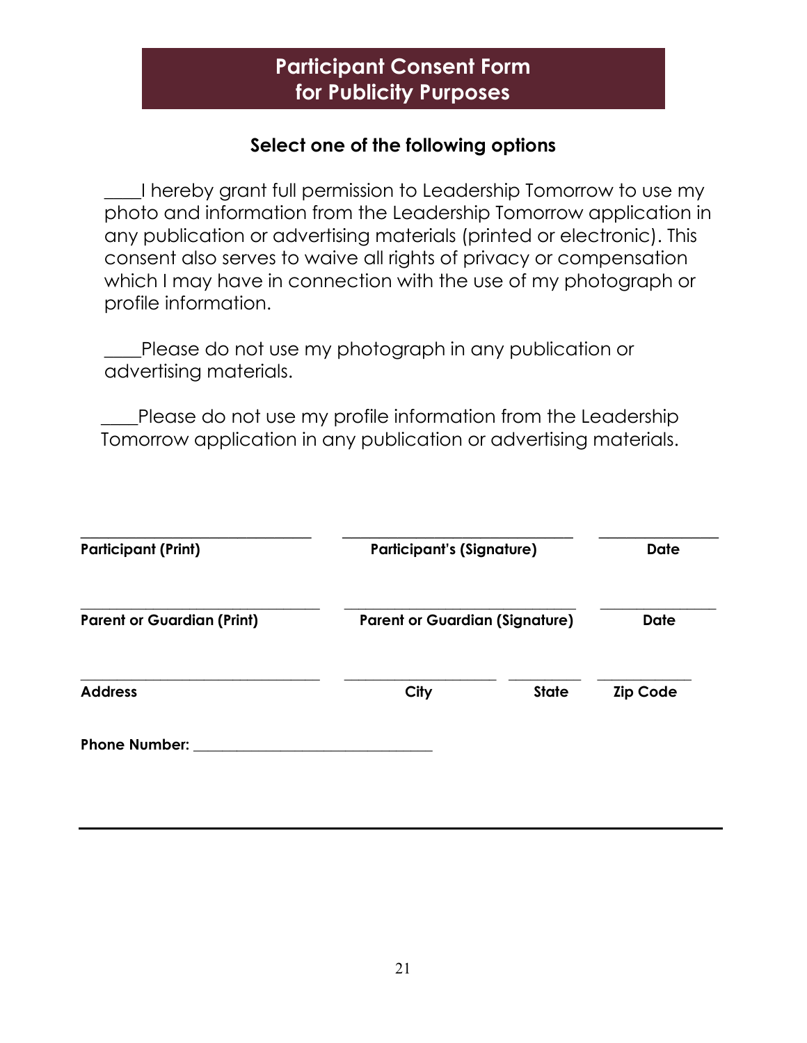# Participant Consent Form for Publicity Purposes

### Select one of the following options

____I hereby grant full permission to Leadership Tomorrow to use my photo and information from the Leadership Tomorrow application in any publication or advertising materials (printed or electronic). This consent also serves to waive all rights of privacy or compensation which I may have in connection with the use of my photograph or profile information.

____Please do not use my photograph in any publication or advertising materials.

____Please do not use my profile information from the Leadership Tomorrow application in any publication or advertising materials.

______________________________ ______________________________ ______________

**Participant (Print)** **Participant's (Signature)** **Date**

______________________________ ______________________________ ______________

**Parent or Guardian (Print)** **Parent or Guardian (Signature)** **Date**

______________________________ ____________________ __________ ____________

**Address** **City** **State** **Zip Code**

**Phone Number:** ______________________________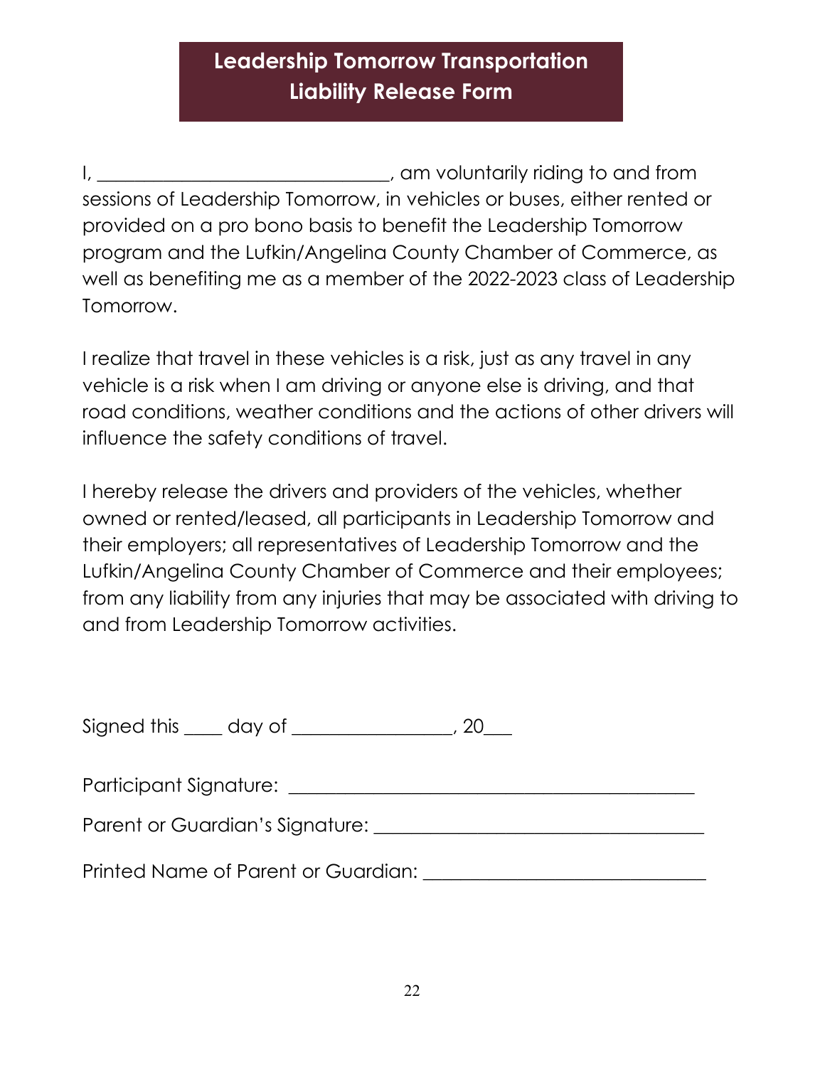# Leadership Tomorrow Transportation Liability Release Form

I, ______________________________, am voluntarily riding to and from sessions of Leadership Tomorrow, in vehicles or buses, either rented or provided on a pro bono basis to benefit the Leadership Tomorrow program and the Lufkin/Angelina County Chamber of Commerce, as well as benefiting me as a member of the 2022-2023 class of Leadership Tomorrow.

I realize that travel in these vehicles is a risk, just as any travel in any vehicle is a risk when I am driving or anyone else is driving, and that road conditions, weather conditions and the actions of other drivers will influence the safety conditions of travel.

I hereby release the drivers and providers of the vehicles, whether owned or rented/leased, all participants in Leadership Tomorrow and their employers; all representatives of Leadership Tomorrow and the Lufkin/Angelina County Chamber of Commerce and their employees; from any liability from any injuries that may be associated with driving to and from Leadership Tomorrow activities.

Signed this ____ day of ________________, 20___

Participant Signature: ________________________________________

Parent or Guardian's Signature: __________________________________

Printed Name of Parent or Guardian: ____________________________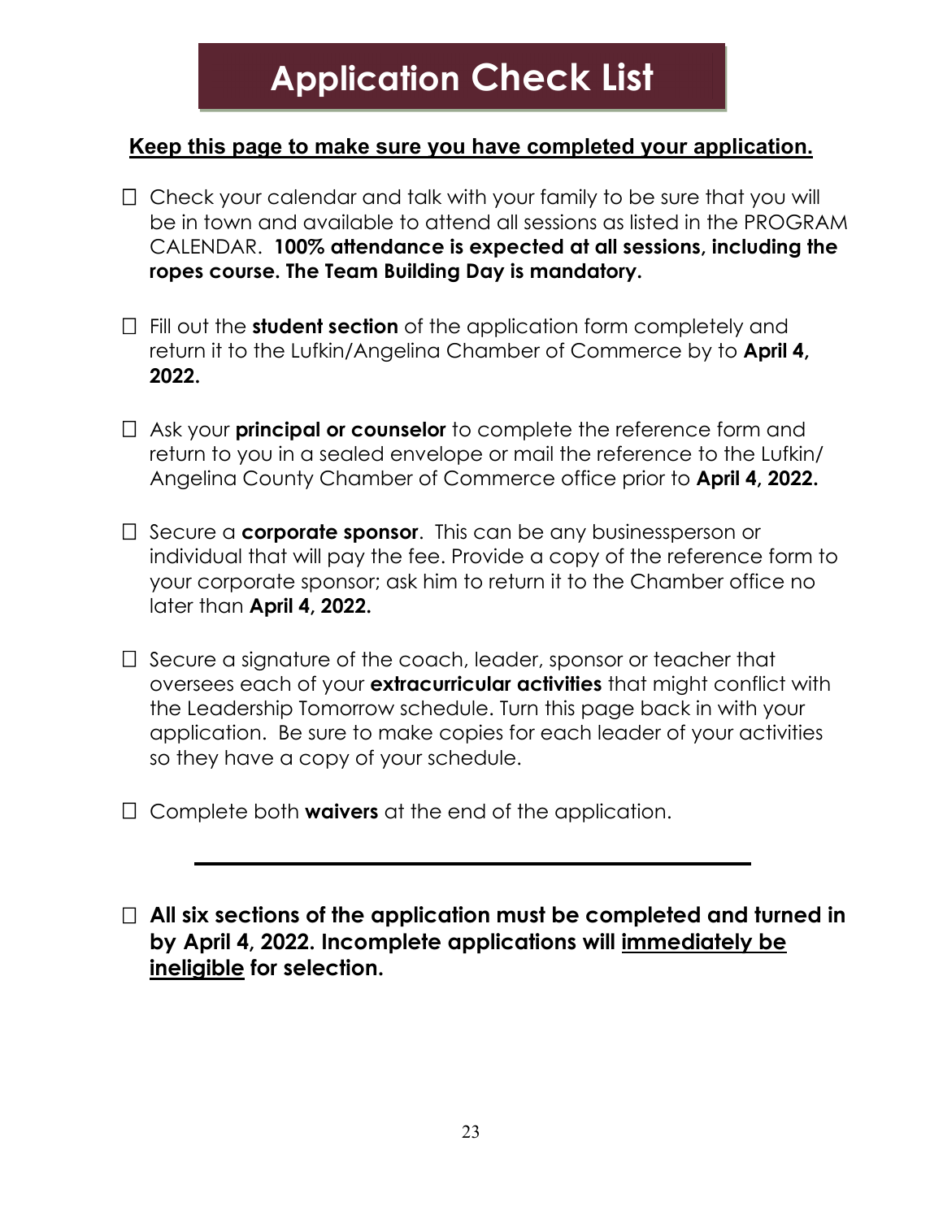# Application Check List

**Keep this page to make sure you have completed your application.**

- ☐ Check your calendar and talk with your family to be sure that you will be in town and available to attend all sessions as listed in the PROGRAM CALENDAR. **100% attendance is expected at all sessions, including the ropes course. The Team Building Day is mandatory.**

- ☐ Fill out the **student section** of the application form completely and return it to the Lufkin/Angelina Chamber of Commerce by to **April 4, 2022.**

- ☐ Ask your **principal or counselor** to complete the reference form and return to you in a sealed envelope or mail the reference to the Lufkin/ Angelina County Chamber of Commerce office prior to **April 4, 2022.**

- ☐ Secure a **corporate sponsor**. This can be any businessperson or individual that will pay the fee. Provide a copy of the reference form to your corporate sponsor; ask him to return it to the Chamber office no later than **April 4, 2022.**

- ☐ Secure a signature of the coach, leader, sponsor or teacher that oversees each of your **extracurricular activities** that might conflict with the Leadership Tomorrow schedule. Turn this page back in with your application. Be sure to make copies for each leader of your activities so they have a copy of your schedule.

- ☐ Complete both **waivers** at the end of the application.

---

- ☐ **All six sections of the application must be completed and turned in by April 4, 2022. Incomplete applications will immediately be ineligible for selection.**